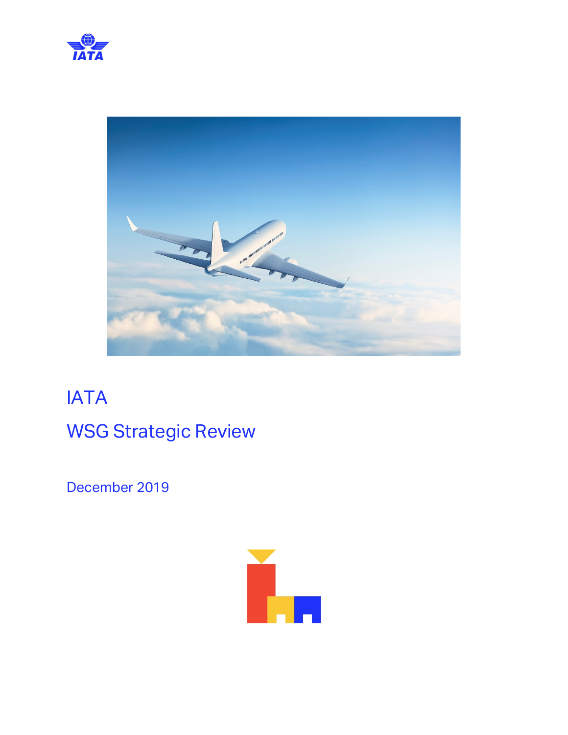# IATA

## WSG Strategic Review

December 2019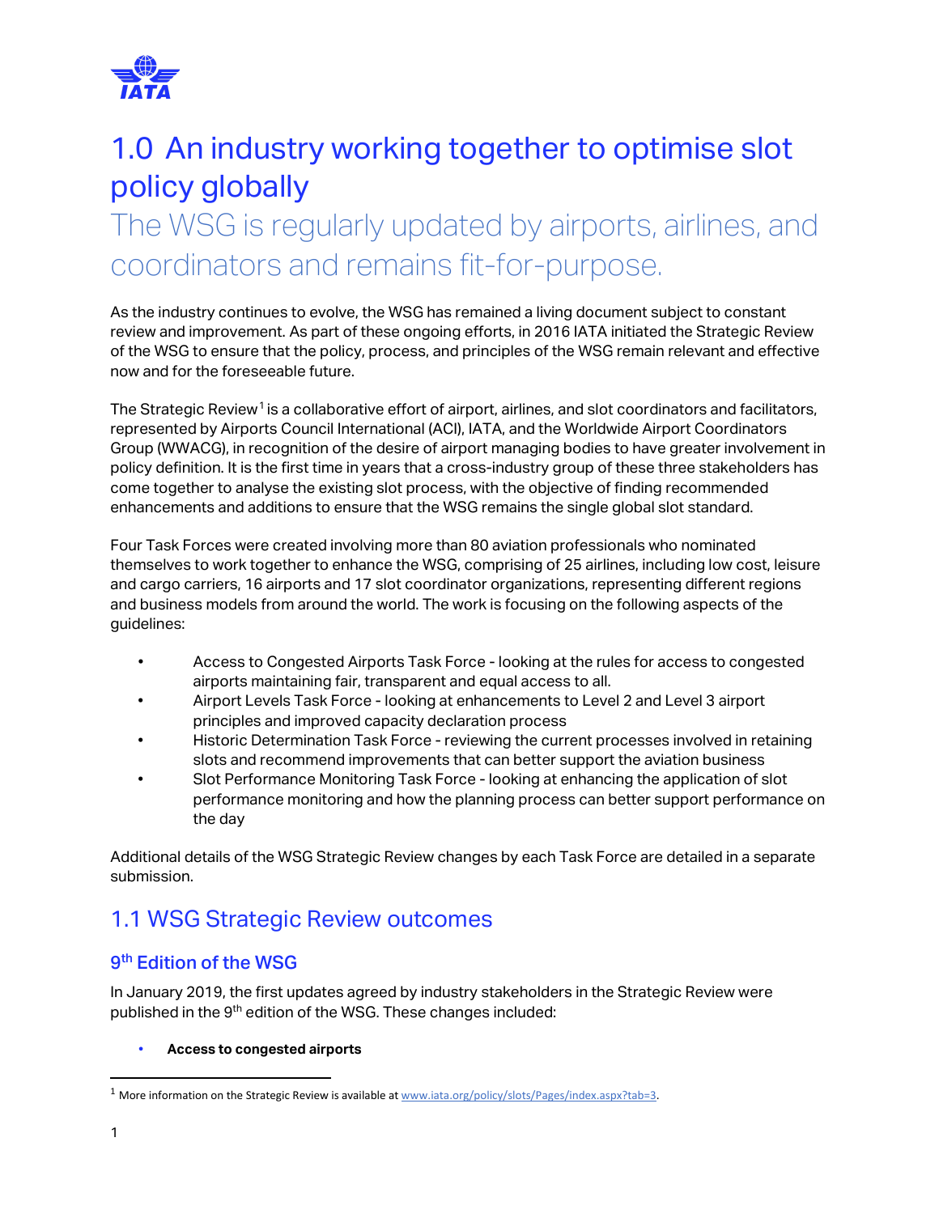# 1.0 An industry working together to optimise slot policy globally

## The WSG is regularly updated by airports, airlines, and coordinators and remains fit-for-purpose.

As the industry continues to evolve, the WSG has remained a living document subject to constant review and improvement. As part of these ongoing efforts, in 2016 IATA initiated the Strategic Review of the WSG to ensure that the policy, process, and principles of the WSG remain relevant and effective now and for the foreseeable future.

The Strategic Review[1] is a collaborative effort of airport, airlines, and slot coordinators and facilitators, represented by Airports Council International (ACI), IATA, and the Worldwide Airport Coordinators Group (WWACG), in recognition of the desire of airport managing bodies to have greater involvement in policy definition. It is the first time in years that a cross-industry group of these three stakeholders has come together to analyse the existing slot process, with the objective of finding recommended enhancements and additions to ensure that the WSG remains the single global slot standard.

Four Task Forces were created involving more than 80 aviation professionals who nominated themselves to work together to enhance the WSG, comprising of 25 airlines, including low cost, leisure and cargo carriers, 16 airports and 17 slot coordinator organizations, representing different regions and business models from around the world. The work is focusing on the following aspects of the guidelines:

- Access to Congested Airports Task Force - looking at the rules for access to congested airports maintaining fair, transparent and equal access to all.
- Airport Levels Task Force - looking at enhancements to Level 2 and Level 3 airport principles and improved capacity declaration process
- Historic Determination Task Force - reviewing the current processes involved in retaining slots and recommend improvements that can better support the aviation business
- Slot Performance Monitoring Task Force - looking at enhancing the application of slot performance monitoring and how the planning process can better support performance on the day

Additional details of the WSG Strategic Review changes by each Task Force are detailed in a separate submission.

## 1.1 WSG Strategic Review outcomes

### 9th Edition of the WSG

In January 2019, the first updates agreed by industry stakeholders in the Strategic Review were published in the 9th edition of the WSG. These changes included:

- **Access to congested airports**

[1] More information on the Strategic Review is available at www.iata.org/policy/slots/Pages/index.aspx?tab=3.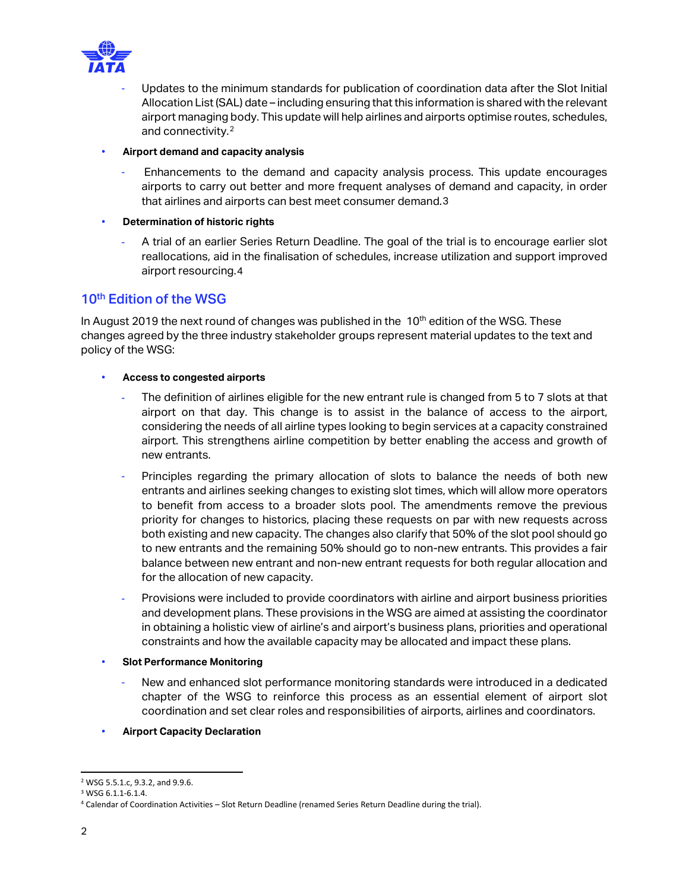- Updates to the minimum standards for publication of coordination data after the Slot Initial Allocation List (SAL) date – including ensuring that this information is shared with the relevant airport managing body. This update will help airlines and airports optimise routes, schedules, and connectivity.[2]

- **Airport demand and capacity analysis**
  - Enhancements to the demand and capacity analysis process. This update encourages airports to carry out better and more frequent analyses of demand and capacity, in order that airlines and airports can best meet consumer demand.[3]

- **Determination of historic rights**
  - A trial of an earlier Series Return Deadline. The goal of the trial is to encourage earlier slot reallocations, aid in the finalisation of schedules, increase utilization and support improved airport resourcing.[4]

## 10th Edition of the WSG

In August 2019 the next round of changes was published in the 10th edition of the WSG. These changes agreed by the three industry stakeholder groups represent material updates to the text and policy of the WSG:

- **Access to congested airports**
  - The definition of airlines eligible for the new entrant rule is changed from 5 to 7 slots at that airport on that day. This change is to assist in the balance of access to the airport, considering the needs of all airline types looking to begin services at a capacity constrained airport. This strengthens airline competition by better enabling the access and growth of new entrants.
  - Principles regarding the primary allocation of slots to balance the needs of both new entrants and airlines seeking changes to existing slot times, which will allow more operators to benefit from access to a broader slots pool. The amendments remove the previous priority for changes to historics, placing these requests on par with new requests across both existing and new capacity. The changes also clarify that 50% of the slot pool should go to new entrants and the remaining 50% should go to non-new entrants. This provides a fair balance between new entrant and non-new entrant requests for both regular allocation and for the allocation of new capacity.
  - Provisions were included to provide coordinators with airline and airport business priorities and development plans. These provisions in the WSG are aimed at assisting the coordinator in obtaining a holistic view of airline's and airport's business plans, priorities and operational constraints and how the available capacity may be allocated and impact these plans.

- **Slot Performance Monitoring**
  - New and enhanced slot performance monitoring standards were introduced in a dedicated chapter of the WSG to reinforce this process as an essential element of airport slot coordination and set clear roles and responsibilities of airports, airlines and coordinators.

- **Airport Capacity Declaration**

---

[2] WSG 5.5.1.c, 9.3.2, and 9.9.6.

[3] WSG 6.1.1-6.1.4.

[4] Calendar of Coordination Activities – Slot Return Deadline (renamed Series Return Deadline during the trial).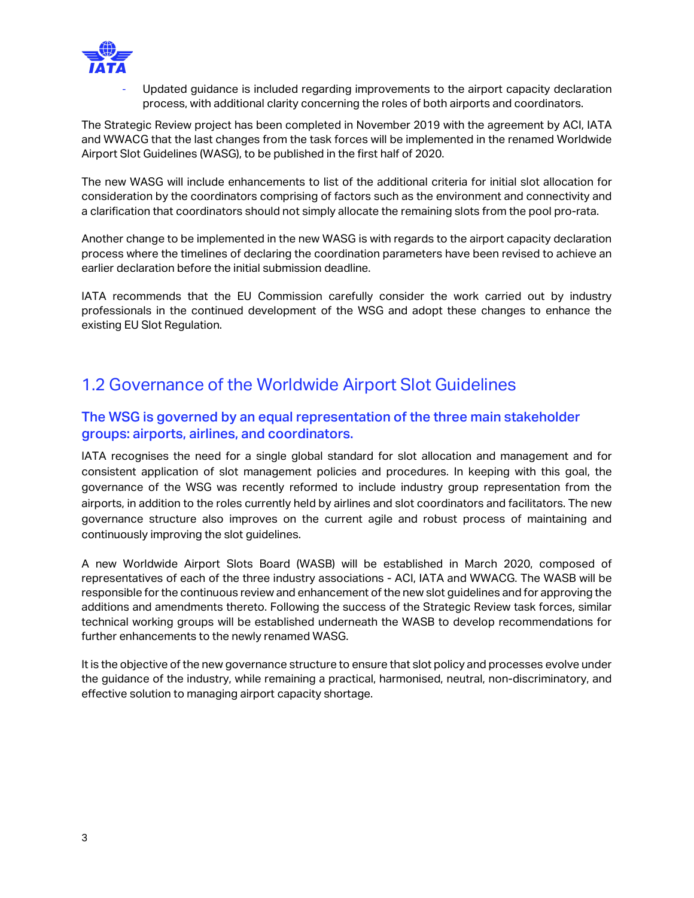- Updated guidance is included regarding improvements to the airport capacity declaration process, with additional clarity concerning the roles of both airports and coordinators.

The Strategic Review project has been completed in November 2019 with the agreement by ACI, IATA and WWACG that the last changes from the task forces will be implemented in the renamed Worldwide Airport Slot Guidelines (WASG), to be published in the first half of 2020.

The new WASG will include enhancements to list of the additional criteria for initial slot allocation for consideration by the coordinators comprising of factors such as the environment and connectivity and a clarification that coordinators should not simply allocate the remaining slots from the pool pro-rata.

Another change to be implemented in the new WASG is with regards to the airport capacity declaration process where the timelines of declaring the coordination parameters have been revised to achieve an earlier declaration before the initial submission deadline.

IATA recommends that the EU Commission carefully consider the work carried out by industry professionals in the continued development of the WSG and adopt these changes to enhance the existing EU Slot Regulation.

## 1.2 Governance of the Worldwide Airport Slot Guidelines

### The WSG is governed by an equal representation of the three main stakeholder groups: airports, airlines, and coordinators.

IATA recognises the need for a single global standard for slot allocation and management and for consistent application of slot management policies and procedures. In keeping with this goal, the governance of the WSG was recently reformed to include industry group representation from the airports, in addition to the roles currently held by airlines and slot coordinators and facilitators. The new governance structure also improves on the current agile and robust process of maintaining and continuously improving the slot guidelines.

A new Worldwide Airport Slots Board (WASB) will be established in March 2020, composed of representatives of each of the three industry associations - ACI, IATA and WWACG. The WASB will be responsible for the continuous review and enhancement of the new slot guidelines and for approving the additions and amendments thereto. Following the success of the Strategic Review task forces, similar technical working groups will be established underneath the WASB to develop recommendations for further enhancements to the newly renamed WASG.

It is the objective of the new governance structure to ensure that slot policy and processes evolve under the guidance of the industry, while remaining a practical, harmonised, neutral, non-discriminatory, and effective solution to managing airport capacity shortage.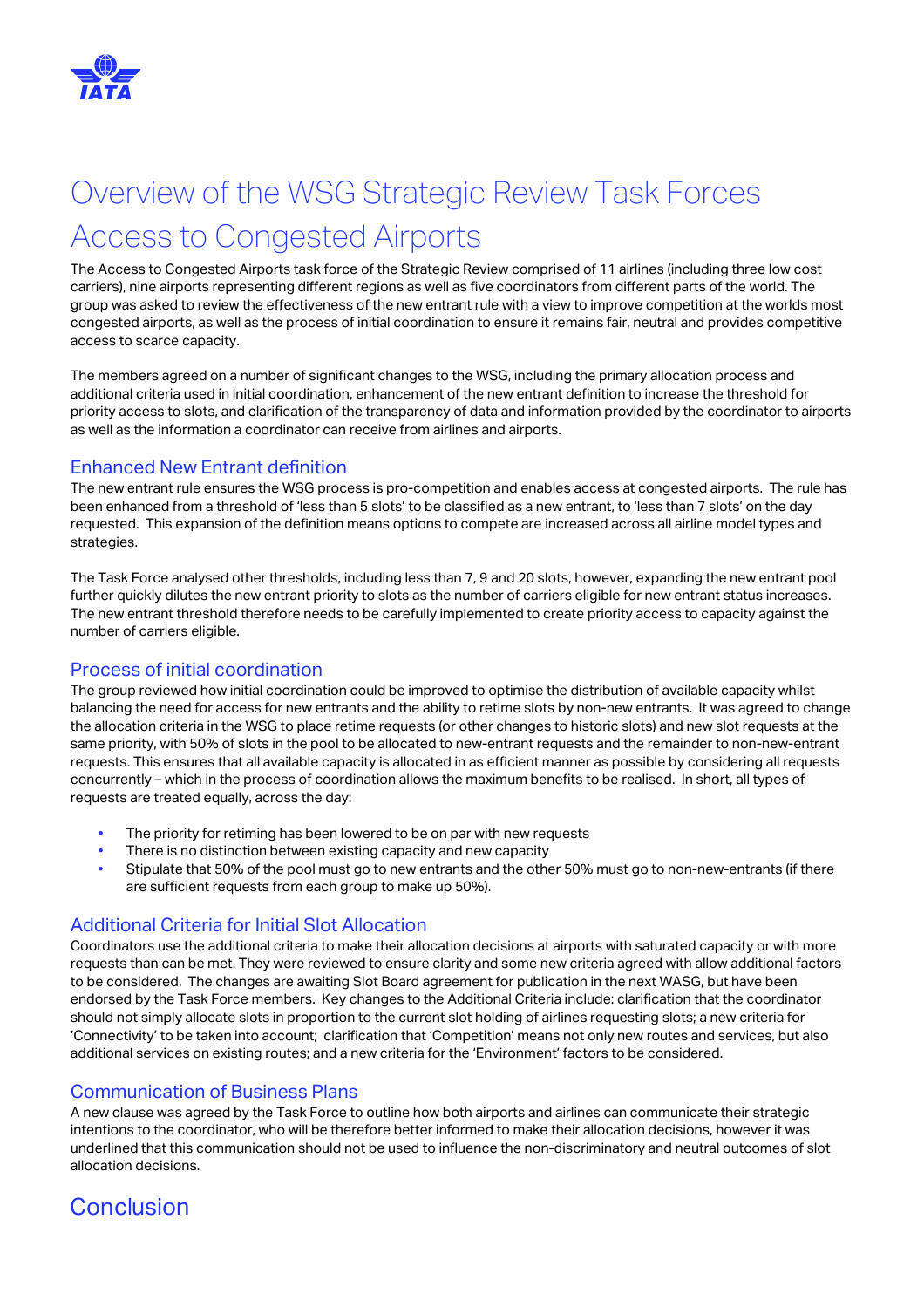# Overview of the WSG Strategic Review Task Forces

## Access to Congested Airports

The Access to Congested Airports task force of the Strategic Review comprised of 11 airlines (including three low cost carriers), nine airports representing different regions as well as five coordinators from different parts of the world. The group was asked to review the effectiveness of the new entrant rule with a view to improve competition at the worlds most congested airports, as well as the process of initial coordination to ensure it remains fair, neutral and provides competitive access to scarce capacity.

The members agreed on a number of significant changes to the WSG, including the primary allocation process and additional criteria used in initial coordination, enhancement of the new entrant definition to increase the threshold for priority access to slots, and clarification of the transparency of data and information provided by the coordinator to airports as well as the information a coordinator can receive from airlines and airports.

### Enhanced New Entrant definition

The new entrant rule ensures the WSG process is pro-competition and enables access at congested airports. The rule has been enhanced from a threshold of 'less than 5 slots' to be classified as a new entrant, to 'less than 7 slots' on the day requested. This expansion of the definition means options to compete are increased across all airline model types and strategies.

The Task Force analysed other thresholds, including less than 7, 9 and 20 slots, however, expanding the new entrant pool further quickly dilutes the new entrant priority to slots as the number of carriers eligible for new entrant status increases. The new entrant threshold therefore needs to be carefully implemented to create priority access to capacity against the number of carriers eligible.

### Process of initial coordination

The group reviewed how initial coordination could be improved to optimise the distribution of available capacity whilst balancing the need for access for new entrants and the ability to retime slots by non-new entrants. It was agreed to change the allocation criteria in the WSG to place retime requests (or other changes to historic slots) and new slot requests at the same priority, with 50% of slots in the pool to be allocated to new-entrant requests and the remainder to non-new-entrant requests. This ensures that all available capacity is allocated in as efficient manner as possible by considering all requests concurrently – which in the process of coordination allows the maximum benefits to be realised. In short, all types of requests are treated equally, across the day:

- The priority for retiming has been lowered to be on par with new requests
- There is no distinction between existing capacity and new capacity
- Stipulate that 50% of the pool must go to new entrants and the other 50% must go to non-new-entrants (if there are sufficient requests from each group to make up 50%).

### Additional Criteria for Initial Slot Allocation

Coordinators use the additional criteria to make their allocation decisions at airports with saturated capacity or with more requests than can be met. They were reviewed to ensure clarity and some new criteria agreed with allow additional factors to be considered. The changes are awaiting Slot Board agreement for publication in the next WASG, but have been endorsed by the Task Force members. Key changes to the Additional Criteria include: clarification that the coordinator should not simply allocate slots in proportion to the current slot holding of airlines requesting slots; a new criteria for 'Connectivity' to be taken into account; clarification that 'Competition' means not only new routes and services, but also additional services on existing routes; and a new criteria for the 'Environment' factors to be considered.

### Communication of Business Plans

A new clause was agreed by the Task Force to outline how both airports and airlines can communicate their strategic intentions to the coordinator, who will be therefore better informed to make their allocation decisions, however it was underlined that this communication should not be used to influence the non-discriminatory and neutral outcomes of slot allocation decisions.

## Conclusion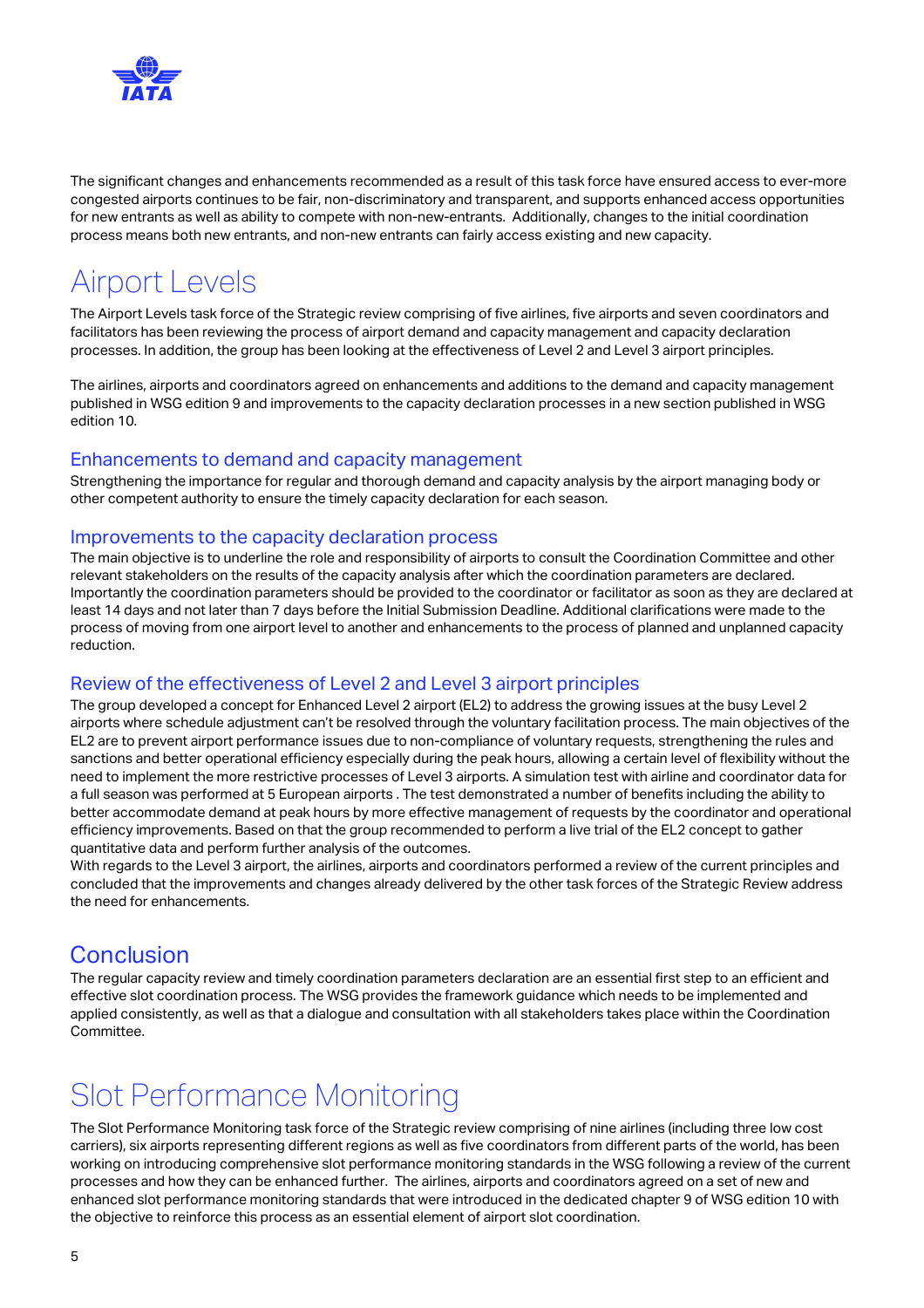The significant changes and enhancements recommended as a result of this task force have ensured access to ever-more congested airports continues to be fair, non-discriminatory and transparent, and supports enhanced access opportunities for new entrants as well as ability to compete with non-new-entrants. Additionally, changes to the initial coordination process means both new entrants, and non-new entrants can fairly access existing and new capacity.

# Airport Levels

The Airport Levels task force of the Strategic review comprising of five airlines, five airports and seven coordinators and facilitators has been reviewing the process of airport demand and capacity management and capacity declaration processes. In addition, the group has been looking at the effectiveness of Level 2 and Level 3 airport principles.

The airlines, airports and coordinators agreed on enhancements and additions to the demand and capacity management published in WSG edition 9 and improvements to the capacity declaration processes in a new section published in WSG edition 10.

## Enhancements to demand and capacity management

Strengthening the importance for regular and thorough demand and capacity analysis by the airport managing body or other competent authority to ensure the timely capacity declaration for each season.

## Improvements to the capacity declaration process

The main objective is to underline the role and responsibility of airports to consult the Coordination Committee and other relevant stakeholders on the results of the capacity analysis after which the coordination parameters are declared. Importantly the coordination parameters should be provided to the coordinator or facilitator as soon as they are declared at least 14 days and not later than 7 days before the Initial Submission Deadline. Additional clarifications were made to the process of moving from one airport level to another and enhancements to the process of planned and unplanned capacity reduction.

## Review of the effectiveness of Level 2 and Level 3 airport principles

The group developed a concept for Enhanced Level 2 airport (EL2) to address the growing issues at the busy Level 2 airports where schedule adjustment can't be resolved through the voluntary facilitation process. The main objectives of the EL2 are to prevent airport performance issues due to non-compliance of voluntary requests, strengthening the rules and sanctions and better operational efficiency especially during the peak hours, allowing a certain level of flexibility without the need to implement the more restrictive processes of Level 3 airports. A simulation test with airline and coordinator data for a full season was performed at 5 European airports . The test demonstrated a number of benefits including the ability to better accommodate demand at peak hours by more effective management of requests by the coordinator and operational efficiency improvements. Based on that the group recommended to perform a live trial of the EL2 concept to gather quantitative data and perform further analysis of the outcomes.

With regards to the Level 3 airport, the airlines, airports and coordinators performed a review of the current principles and concluded that the improvements and changes already delivered by the other task forces of the Strategic Review address the need for enhancements.

## Conclusion

The regular capacity review and timely coordination parameters declaration are an essential first step to an efficient and effective slot coordination process. The WSG provides the framework guidance which needs to be implemented and applied consistently, as well as that a dialogue and consultation with all stakeholders takes place within the Coordination Committee.

# Slot Performance Monitoring

The Slot Performance Monitoring task force of the Strategic review comprising of nine airlines (including three low cost carriers), six airports representing different regions as well as five coordinators from different parts of the world, has been working on introducing comprehensive slot performance monitoring standards in the WSG following a review of the current processes and how they can be enhanced further. The airlines, airports and coordinators agreed on a set of new and enhanced slot performance monitoring standards that were introduced in the dedicated chapter 9 of WSG edition 10 with the objective to reinforce this process as an essential element of airport slot coordination.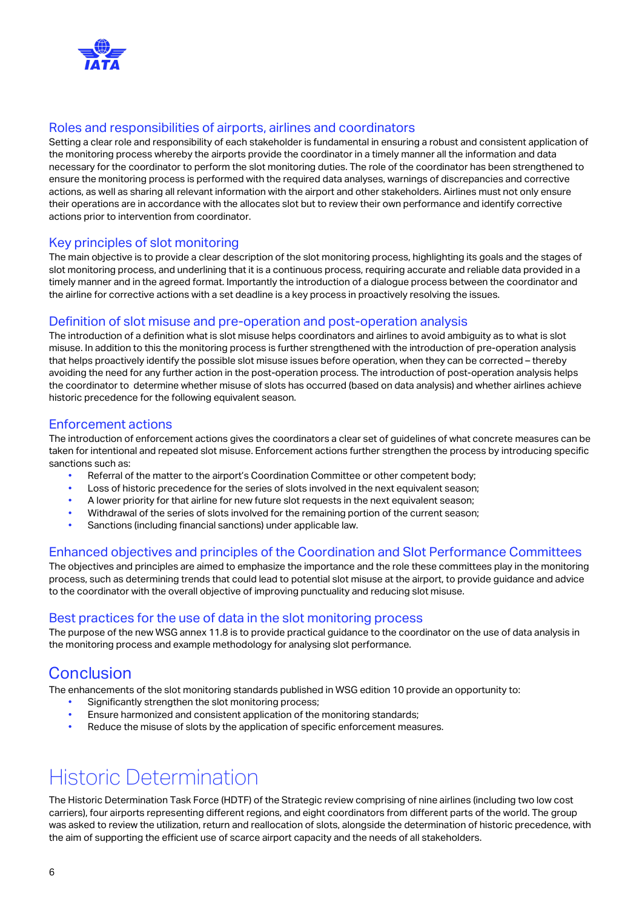### Roles and responsibilities of airports, airlines and coordinators

Setting a clear role and responsibility of each stakeholder is fundamental in ensuring a robust and consistent application of the monitoring process whereby the airports provide the coordinator in a timely manner all the information and data necessary for the coordinator to perform the slot monitoring duties. The role of the coordinator has been strengthened to ensure the monitoring process is performed with the required data analyses, warnings of discrepancies and corrective actions, as well as sharing all relevant information with the airport and other stakeholders. Airlines must not only ensure their operations are in accordance with the allocates slot but to review their own performance and identify corrective actions prior to intervention from coordinator.

### Key principles of slot monitoring

The main objective is to provide a clear description of the slot monitoring process, highlighting its goals and the stages of slot monitoring process, and underlining that it is a continuous process, requiring accurate and reliable data provided in a timely manner and in the agreed format. Importantly the introduction of a dialogue process between the coordinator and the airline for corrective actions with a set deadline is a key process in proactively resolving the issues.

### Definition of slot misuse and pre-operation and post-operation analysis

The introduction of a definition what is slot misuse helps coordinators and airlines to avoid ambiguity as to what is slot misuse. In addition to this the monitoring process is further strengthened with the introduction of pre-operation analysis that helps proactively identify the possible slot misuse issues before operation, when they can be corrected – thereby avoiding the need for any further action in the post-operation process. The introduction of post-operation analysis helps the coordinator to determine whether misuse of slots has occurred (based on data analysis) and whether airlines achieve historic precedence for the following equivalent season.

### Enforcement actions

The introduction of enforcement actions gives the coordinators a clear set of guidelines of what concrete measures can be taken for intentional and repeated slot misuse. Enforcement actions further strengthen the process by introducing specific sanctions such as:

- Referral of the matter to the airport's Coordination Committee or other competent body;
- Loss of historic precedence for the series of slots involved in the next equivalent season;
- A lower priority for that airline for new future slot requests in the next equivalent season;
- Withdrawal of the series of slots involved for the remaining portion of the current season;
- Sanctions (including financial sanctions) under applicable law.

### Enhanced objectives and principles of the Coordination and Slot Performance Committees

The objectives and principles are aimed to emphasize the importance and the role these committees play in the monitoring process, such as determining trends that could lead to potential slot misuse at the airport, to provide guidance and advice to the coordinator with the overall objective of improving punctuality and reducing slot misuse.

### Best practices for the use of data in the slot monitoring process

The purpose of the new WSG annex 11.8 is to provide practical guidance to the coordinator on the use of data analysis in the monitoring process and example methodology for analysing slot performance.

## Conclusion

The enhancements of the slot monitoring standards published in WSG edition 10 provide an opportunity to:

- Significantly strengthen the slot monitoring process;
- Ensure harmonized and consistent application of the monitoring standards;
- Reduce the misuse of slots by the application of specific enforcement measures.

# Historic Determination

The Historic Determination Task Force (HDTF) of the Strategic review comprising of nine airlines (including two low cost carriers), four airports representing different regions, and eight coordinators from different parts of the world. The group was asked to review the utilization, return and reallocation of slots, alongside the determination of historic precedence, with the aim of supporting the efficient use of scarce airport capacity and the needs of all stakeholders.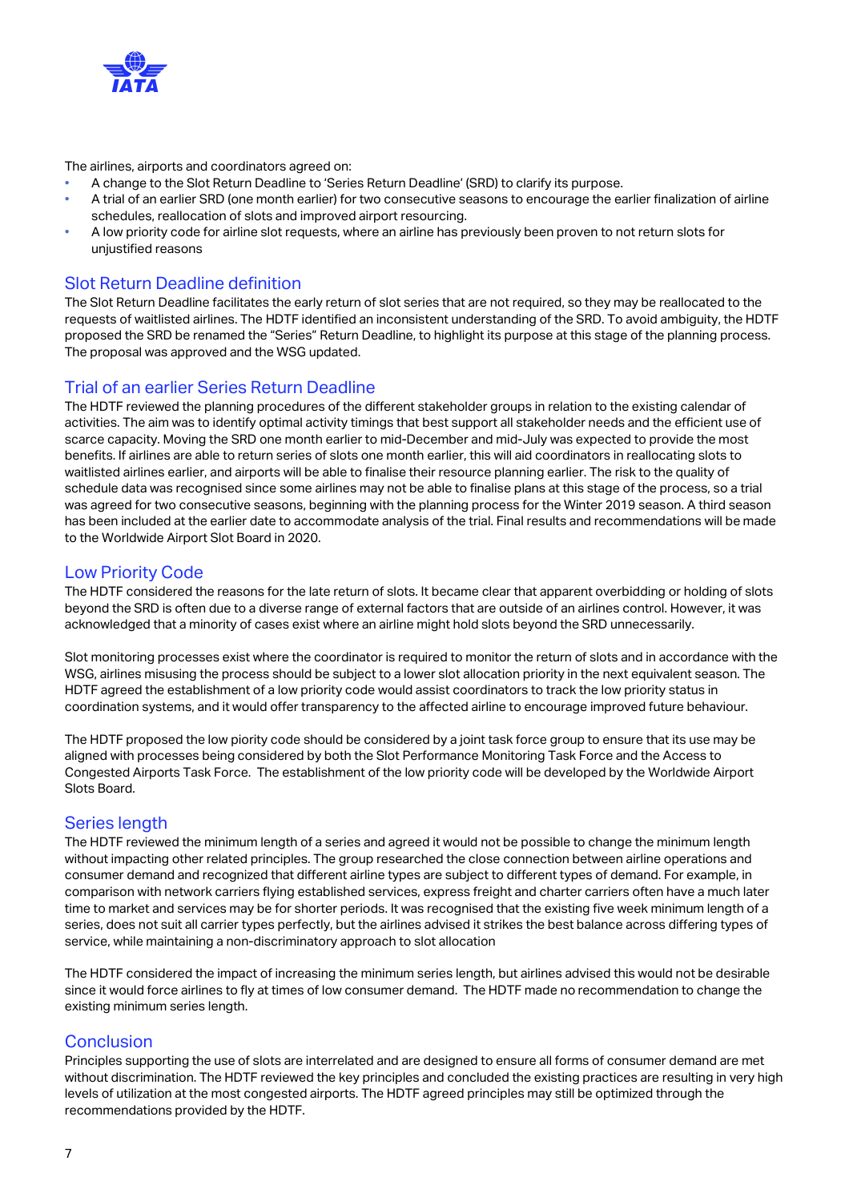The airlines, airports and coordinators agreed on:

- A change to the Slot Return Deadline to 'Series Return Deadline' (SRD) to clarify its purpose.
- A trial of an earlier SRD (one month earlier) for two consecutive seasons to encourage the earlier finalization of airline schedules, reallocation of slots and improved airport resourcing.
- A low priority code for airline slot requests, where an airline has previously been proven to not return slots for unjustified reasons

## Slot Return Deadline definition

The Slot Return Deadline facilitates the early return of slot series that are not required, so they may be reallocated to the requests of waitlisted airlines. The HDTF identified an inconsistent understanding of the SRD. To avoid ambiguity, the HDTF proposed the SRD be renamed the "Series" Return Deadline, to highlight its purpose at this stage of the planning process. The proposal was approved and the WSG updated.

## Trial of an earlier Series Return Deadline

The HDTF reviewed the planning procedures of the different stakeholder groups in relation to the existing calendar of activities. The aim was to identify optimal activity timings that best support all stakeholder needs and the efficient use of scarce capacity. Moving the SRD one month earlier to mid-December and mid-July was expected to provide the most benefits. If airlines are able to return series of slots one month earlier, this will aid coordinators in reallocating slots to waitlisted airlines earlier, and airports will be able to finalise their resource planning earlier. The risk to the quality of schedule data was recognised since some airlines may not be able to finalise plans at this stage of the process, so a trial was agreed for two consecutive seasons, beginning with the planning process for the Winter 2019 season. A third season has been included at the earlier date to accommodate analysis of the trial. Final results and recommendations will be made to the Worldwide Airport Slot Board in 2020.

## Low Priority Code

The HDTF considered the reasons for the late return of slots. It became clear that apparent overbidding or holding of slots beyond the SRD is often due to a diverse range of external factors that are outside of an airlines control. However, it was acknowledged that a minority of cases exist where an airline might hold slots beyond the SRD unnecessarily.

Slot monitoring processes exist where the coordinator is required to monitor the return of slots and in accordance with the WSG, airlines misusing the process should be subject to a lower slot allocation priority in the next equivalent season. The HDTF agreed the establishment of a low priority code would assist coordinators to track the low priority status in coordination systems, and it would offer transparency to the affected airline to encourage improved future behaviour.

The HDTF proposed the low piority code should be considered by a joint task force group to ensure that its use may be aligned with processes being considered by both the Slot Performance Monitoring Task Force and the Access to Congested Airports Task Force. The establishment of the low priority code will be developed by the Worldwide Airport Slots Board.

## Series length

The HDTF reviewed the minimum length of a series and agreed it would not be possible to change the minimum length without impacting other related principles. The group researched the close connection between airline operations and consumer demand and recognized that different airline types are subject to different types of demand. For example, in comparison with network carriers flying established services, express freight and charter carriers often have a much later time to market and services may be for shorter periods. It was recognised that the existing five week minimum length of a series, does not suit all carrier types perfectly, but the airlines advised it strikes the best balance across differing types of service, while maintaining a non-discriminatory approach to slot allocation

The HDTF considered the impact of increasing the minimum series length, but airlines advised this would not be desirable since it would force airlines to fly at times of low consumer demand. The HDTF made no recommendation to change the existing minimum series length.

## Conclusion

Principles supporting the use of slots are interrelated and are designed to ensure all forms of consumer demand are met without discrimination. The HDTF reviewed the key principles and concluded the existing practices are resulting in very high levels of utilization at the most congested airports. The HDTF agreed principles may still be optimized through the recommendations provided by the HDTF.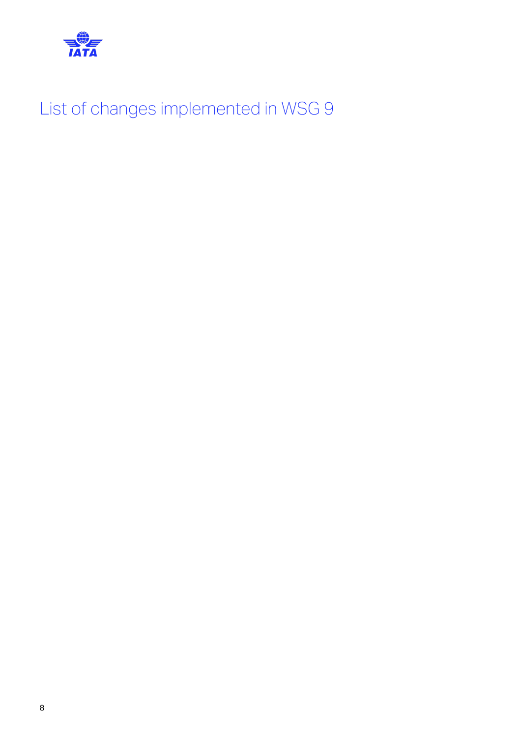# List of changes implemented in WSG 9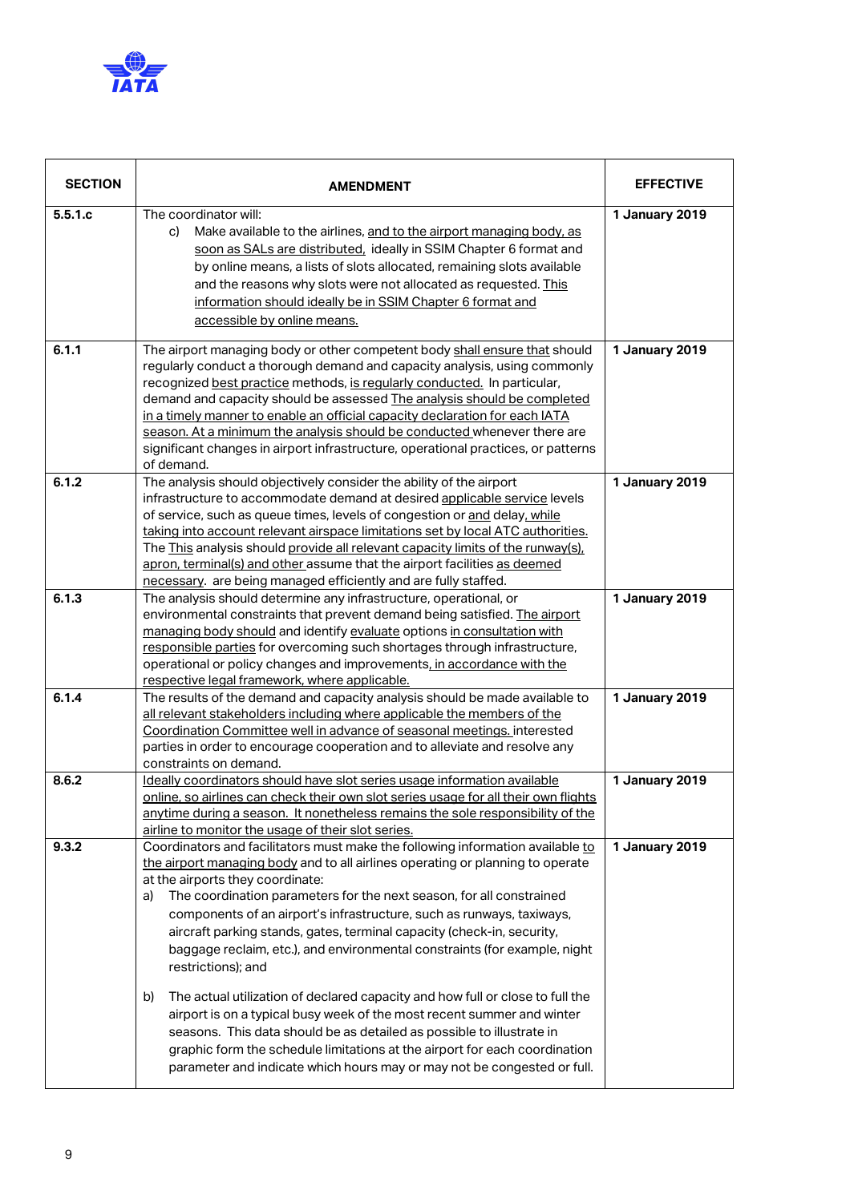| SECTION | AMENDMENT | EFFECTIVE |
|---|---|---|
| 5.5.1.c | The coordinator will:<br>c) Make available to the airlines, and to the airport managing body, as soon as SALs are distributed, ideally in SSIM Chapter 6 format and by online means, a lists of slots allocated, remaining slots available and the reasons why slots were not allocated as requested. This information should ideally be in SSIM Chapter 6 format and accessible by online means. | 1 January 2019 |
| 6.1.1 | The airport managing body or other competent body shall ensure that should regularly conduct a thorough demand and capacity analysis, using commonly recognized best practice methods, is regularly conducted. In particular, demand and capacity should be assessed The analysis should be completed in a timely manner to enable an official capacity declaration for each IATA season. At a minimum the analysis should be conducted whenever there are significant changes in airport infrastructure, operational practices, or patterns of demand. | 1 January 2019 |
| 6.1.2 | The analysis should objectively consider the ability of the airport infrastructure to accommodate demand at desired applicable service levels of service, such as queue times, levels of congestion or and delay, while taking into account relevant airspace limitations set by local ATC authorities. The This analysis should provide all relevant capacity limits of the runway(s), apron, terminal(s) and other assume that the airport facilities as deemed necessary. are being managed efficiently and are fully staffed. | 1 January 2019 |
| 6.1.3 | The analysis should determine any infrastructure, operational, or environmental constraints that prevent demand being satisfied. The airport managing body should and identify evaluate options in consultation with responsible parties for overcoming such shortages through infrastructure, operational or policy changes and improvements, in accordance with the respective legal framework, where applicable. | 1 January 2019 |
| 6.1.4 | The results of the demand and capacity analysis should be made available to all relevant stakeholders including where applicable the members of the Coordination Committee well in advance of seasonal meetings. interested parties in order to encourage cooperation and to alleviate and resolve any constraints on demand. | 1 January 2019 |
| 8.6.2 | Ideally coordinators should have slot series usage information available online, so airlines can check their own slot series usage for all their own flights anytime during a season. It nonetheless remains the sole responsibility of the airline to monitor the usage of their slot series. | 1 January 2019 |
| 9.3.2 | Coordinators and facilitators must make the following information available to the airport managing body and to all airlines operating or planning to operate at the airports they coordinate:<br>a) The coordination parameters for the next season, for all constrained components of an airport's infrastructure, such as runways, taxiways, aircraft parking stands, gates, terminal capacity (check-in, security, baggage reclaim, etc.), and environmental constraints (for example, night restrictions); and<br>b) The actual utilization of declared capacity and how full or close to full the airport is on a typical busy week of the most recent summer and winter seasons. This data should be as detailed as possible to illustrate in graphic form the schedule limitations at the airport for each coordination parameter and indicate which hours may or may not be congested or full. | 1 January 2019 |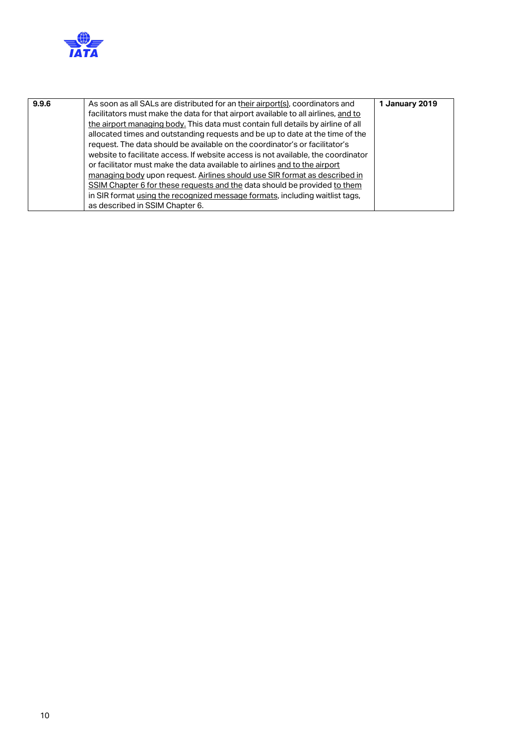| 9.9.6 | As soon as all SALs are distributed for an their airport(s), coordinators and facilitators must make the data for that airport available to all airlines, and to the airport managing body. This data must contain full details by airline of all allocated times and outstanding requests and be up to date at the time of the request. The data should be available on the coordinator's or facilitator's website to facilitate access. If website access is not available, the coordinator or facilitator must make the data available to airlines and to the airport managing body upon request. Airlines should use SIR format as described in SSIM Chapter 6 for these requests and the data should be provided to them in SIR format using the recognized message formats, including waitlist tags, as described in SSIM Chapter 6. | **1 January 2019** |
|---|---|---|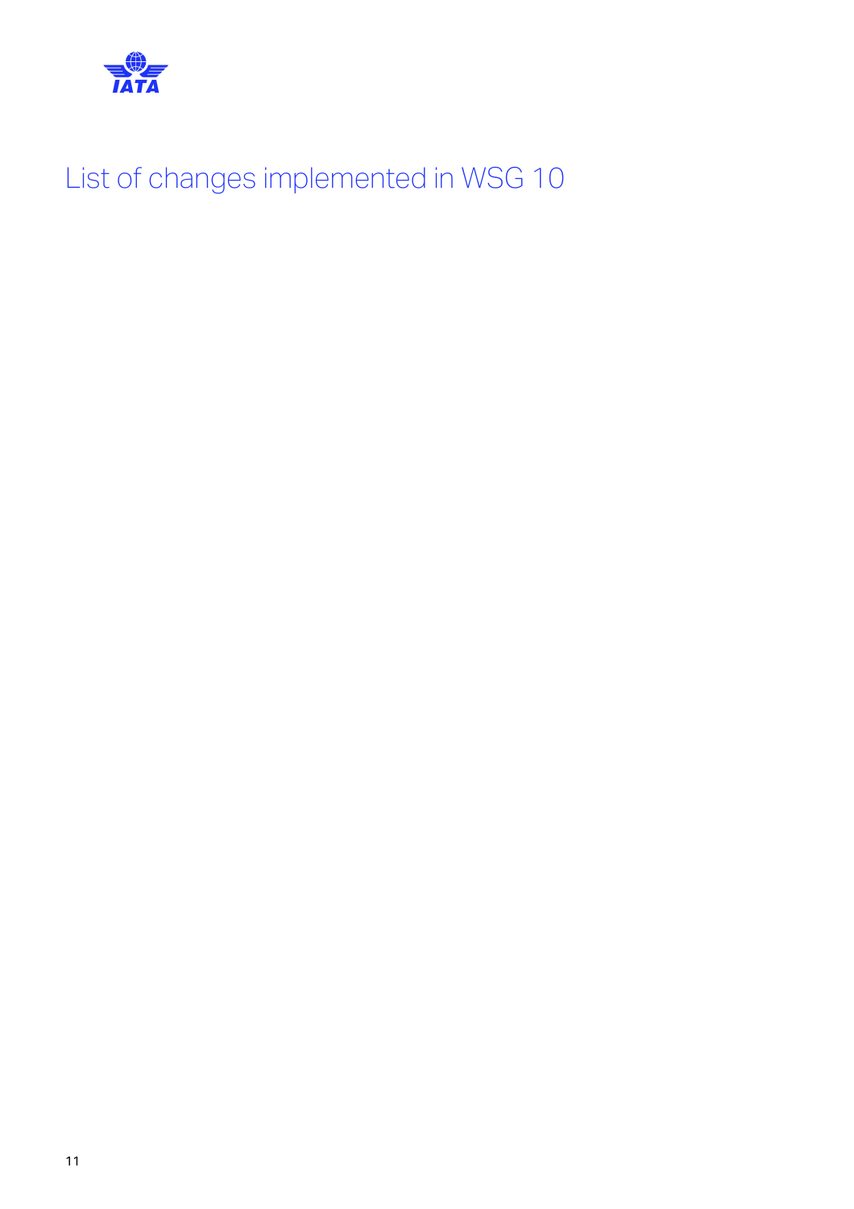# List of changes implemented in WSG 10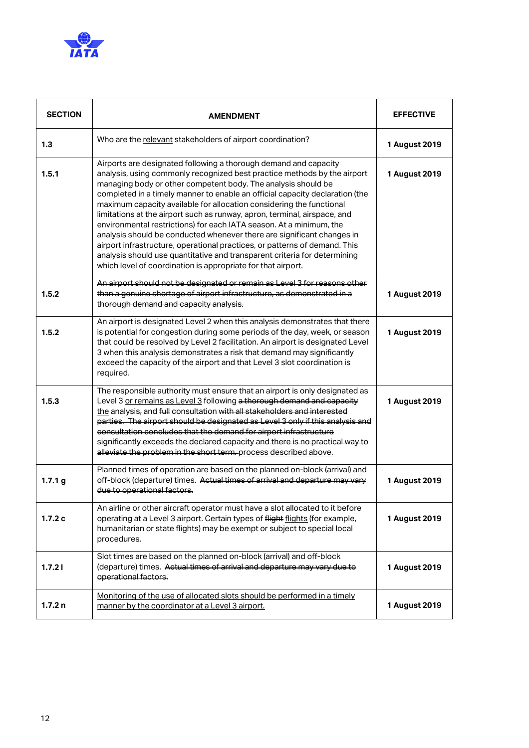| SECTION | AMENDMENT | EFFECTIVE |
|---|---|---|
| 1.3 | Who are the <u>relevant</u> stakeholders of airport coordination? | 1 August 2019 |
| 1.5.1 | Airports are designated following a thorough demand and capacity analysis, using commonly recognized best practice methods by the airport managing body or other competent body. The analysis should be completed in a timely manner to enable an official capacity declaration (the maximum capacity available for allocation considering the functional limitations at the airport such as runway, apron, terminal, airspace, and environmental restrictions) for each IATA season. At a minimum, the analysis should be conducted whenever there are significant changes in airport infrastructure, operational practices, or patterns of demand. This analysis should use quantitative and transparent criteria for determining which level of coordination is appropriate for that airport. | 1 August 2019 |
| 1.5.2 | ~~An airport should not be designated or remain as Level 3 for reasons other than a genuine shortage of airport infrastructure, as demonstrated in a thorough demand and capacity analysis.~~ | 1 August 2019 |
| 1.5.2 | An airport is designated Level 2 when this analysis demonstrates that there is potential for congestion during some periods of the day, week, or season that could be resolved by Level 2 facilitation. An airport is designated Level 3 when this analysis demonstrates a risk that demand may significantly exceed the capacity of the airport and that Level 3 slot coordination is required. | 1 August 2019 |
| 1.5.3 | The responsible authority must ensure that an airport is only designated as Level 3 <u>or remains as Level 3</u> following ~~a thorough demand and capacity~~ <u>the</u> analysis~~,~~ and ~~full~~ consultation ~~with all stakeholders and interested parties. The airport should be designated as Level 3 only if this analysis and consultation concludes that the demand for airport infrastructure significantly exceeds the declared capacity and there is no practical way to alleviate the problem in the short term.~~ <u>process described above.</u> | 1 August 2019 |
| 1.7.1 g | Planned times of operation are based on the planned on-block (arrival) and off-block (departure) times. ~~Actual times of arrival and departure may vary due to operational factors.~~ | 1 August 2019 |
| 1.7.2 c | An airline or other aircraft operator must have a slot allocated to it before operating at a Level 3 airport. Certain types of ~~flight~~ <u>flights</u> (for example, humanitarian or state flights) may be exempt or subject to special local procedures. | 1 August 2019 |
| 1.7.2 l | Slot times are based on the planned on-block (arrival) and off-block (departure) times. ~~Actual times of arrival and departure may vary due to operational factors.~~ | 1 August 2019 |
| 1.7.2 n | <u>Monitoring of the use of allocated slots should be performed in a timely manner by the coordinator at a Level 3 airport.</u> | 1 August 2019 |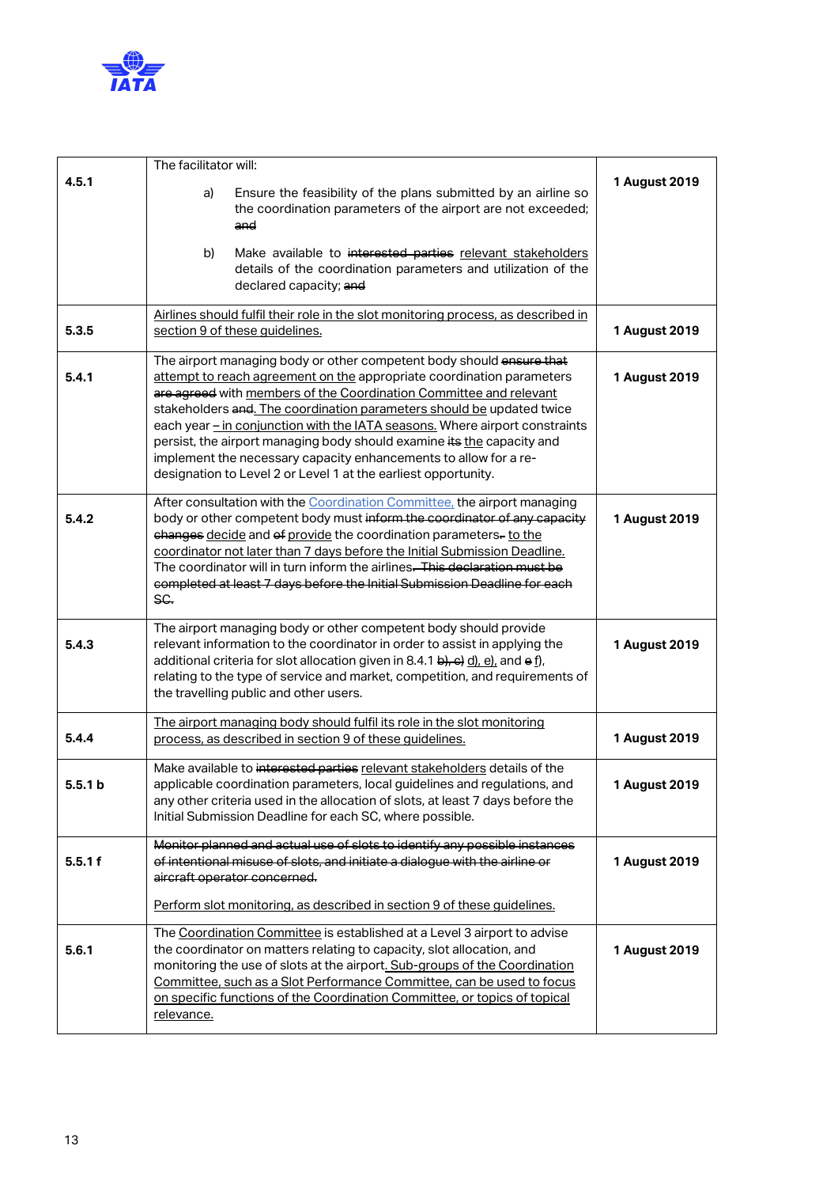| | | |
|---|---|---|
| **4.5.1** | The facilitator will:<br><br>a) Ensure the feasibility of the plans submitted by an airline so the coordination parameters of the airport are not exceeded; ~~and~~<br><br>b) Make available to ~~interested parties~~ <u>relevant stakeholders</u> details of the coordination parameters and utilization of the declared capacity; ~~and~~ | **1 August 2019** |
| **5.3.5** | <u>Airlines should fulfil their role in the slot monitoring process, as described in section 9 of these guidelines.</u> | **1 August 2019** |
| **5.4.1** | The airport managing body or other competent body should ~~ensure that~~ <u>attempt to reach agreement on the</u> appropriate coordination parameters ~~are agreed~~ with <u>members of the Coordination Committee and relevant</u> stakeholders ~~and~~<u>. The coordination parameters should be</u> updated twice each year <u>– in conjunction with the IATA seasons.</u> Where airport constraints persist, the airport managing body should examine ~~its~~ <u>the</u> capacity and implement the necessary capacity enhancements to allow for a re-designation to Level 2 or Level 1 at the earliest opportunity. | **1 August 2019** |
| **5.4.2** | After consultation with the <u>Coordination Committee,</u> the airport managing body or other competent body must ~~inform the coordinator of any capacity changes~~ <u>decide</u> and ~~of~~ <u>provide</u> the coordination parameters~~.~~ <u>to the coordinator not later than 7 days before the Initial Submission Deadline.</u> The coordinator will in turn inform the airlines. ~~This declaration must be completed at least 7 days before the Initial Submission Deadline for each SC.~~ | **1 August 2019** |
| **5.4.3** | The airport managing body or other competent body should provide relevant information to the coordinator in order to assist in applying the additional criteria for slot allocation given in 8.4.1 ~~b), c)~~ <u>d), e),</u> and ~~e~~ <u>f</u>), relating to the type of service and market, competition, and requirements of the travelling public and other users. | **1 August 2019** |
| **5.4.4** | <u>The airport managing body should fulfil its role in the slot monitoring process, as described in section 9 of these guidelines.</u> | **1 August 2019** |
| **5.5.1 b** | Make available to ~~interested parties~~ <u>relevant stakeholders</u> details of the applicable coordination parameters, local guidelines and regulations, and any other criteria used in the allocation of slots, at least 7 days before the Initial Submission Deadline for each SC, where possible. | **1 August 2019** |
| **5.5.1 f** | ~~Monitor planned and actual use of slots to identify any possible instances of intentional misuse of slots, and initiate a dialogue with the airline or aircraft operator concerned.~~<br><br><u>Perform slot monitoring, as described in section 9 of these guidelines.</u> | **1 August 2019** |
| **5.6.1** | The <u>Coordination Committee</u> is established at a Level 3 airport to advise the coordinator on matters relating to capacity, slot allocation, and monitoring the use of slots at the airport<u>. Sub-groups of the Coordination Committee, such as a Slot Performance Committee, can be used to focus on specific functions of the Coordination Committee, or topics of topical relevance.</u> | **1 August 2019** |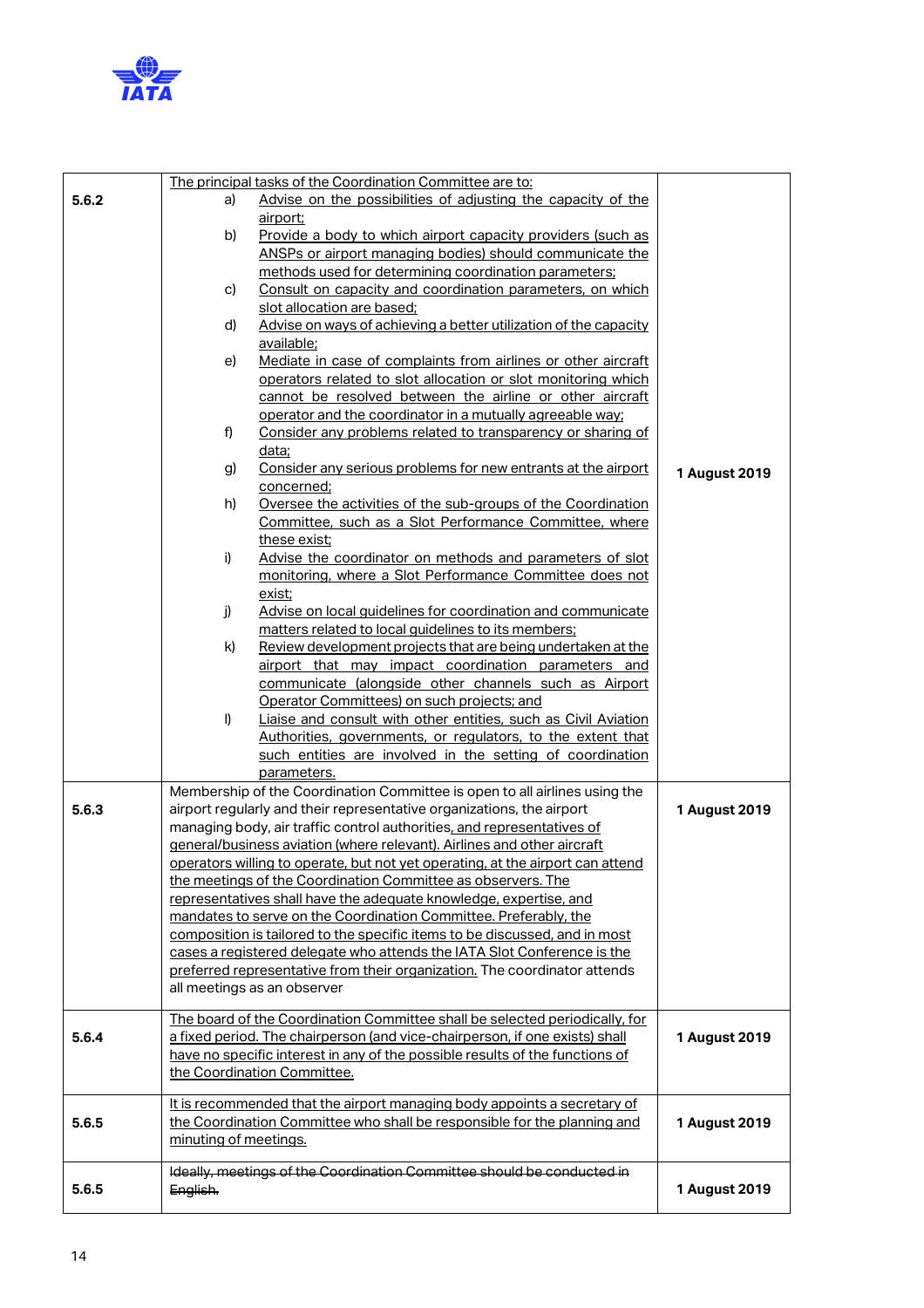| | | |
|---|---|---|
| 5.6.2 | The principal tasks of the Coordination Committee are to:<br>a) Advise on the possibilities of adjusting the capacity of the airport;<br>b) Provide a body to which airport capacity providers (such as ANSPs or airport managing bodies) should communicate the methods used for determining coordination parameters;<br>c) Consult on capacity and coordination parameters, on which slot allocation are based;<br>d) Advise on ways of achieving a better utilization of the capacity available;<br>e) Mediate in case of complaints from airlines or other aircraft operators related to slot allocation or slot monitoring which cannot be resolved between the airline or other aircraft operator and the coordinator in a mutually agreeable way;<br>f) Consider any problems related to transparency or sharing of data;<br>g) Consider any serious problems for new entrants at the airport concerned;<br>h) Oversee the activities of the sub-groups of the Coordination Committee, such as a Slot Performance Committee, where these exist;<br>i) Advise the coordinator on methods and parameters of slot monitoring, where a Slot Performance Committee does not exist;<br>j) Advise on local guidelines for coordination and communicate matters related to local guidelines to its members;<br>k) Review development projects that are being undertaken at the airport that may impact coordination parameters and communicate (alongside other channels such as Airport Operator Committees) on such projects; and<br>l) Liaise and consult with other entities, such as Civil Aviation Authorities, governments, or regulators, to the extent that such entities are involved in the setting of coordination parameters. | **1 August 2019** |
| 5.6.3 | Membership of the Coordination Committee is open to all airlines using the airport regularly and their representative organizations, the airport managing body, air traffic control authorities, and representatives of general/business aviation (where relevant). Airlines and other aircraft operators willing to operate, but not yet operating, at the airport can attend the meetings of the Coordination Committee as observers. The representatives shall have the adequate knowledge, expertise, and mandates to serve on the Coordination Committee. Preferably, the composition is tailored to the specific items to be discussed, and in most cases a registered delegate who attends the IATA Slot Conference is the preferred representative from their organization. The coordinator attends all meetings as an observer | **1 August 2019** |
| 5.6.4 | The board of the Coordination Committee shall be selected periodically, for a fixed period. The chairperson (and vice-chairperson, if one exists) shall have no specific interest in any of the possible results of the functions of the Coordination Committee. | **1 August 2019** |
| 5.6.5 | It is recommended that the airport managing body appoints a secretary of the Coordination Committee who shall be responsible for the planning and minuting of meetings. | **1 August 2019** |
| 5.6.5 | ~~Ideally, meetings of the Coordination Committee should be conducted in English.~~ | **1 August 2019** |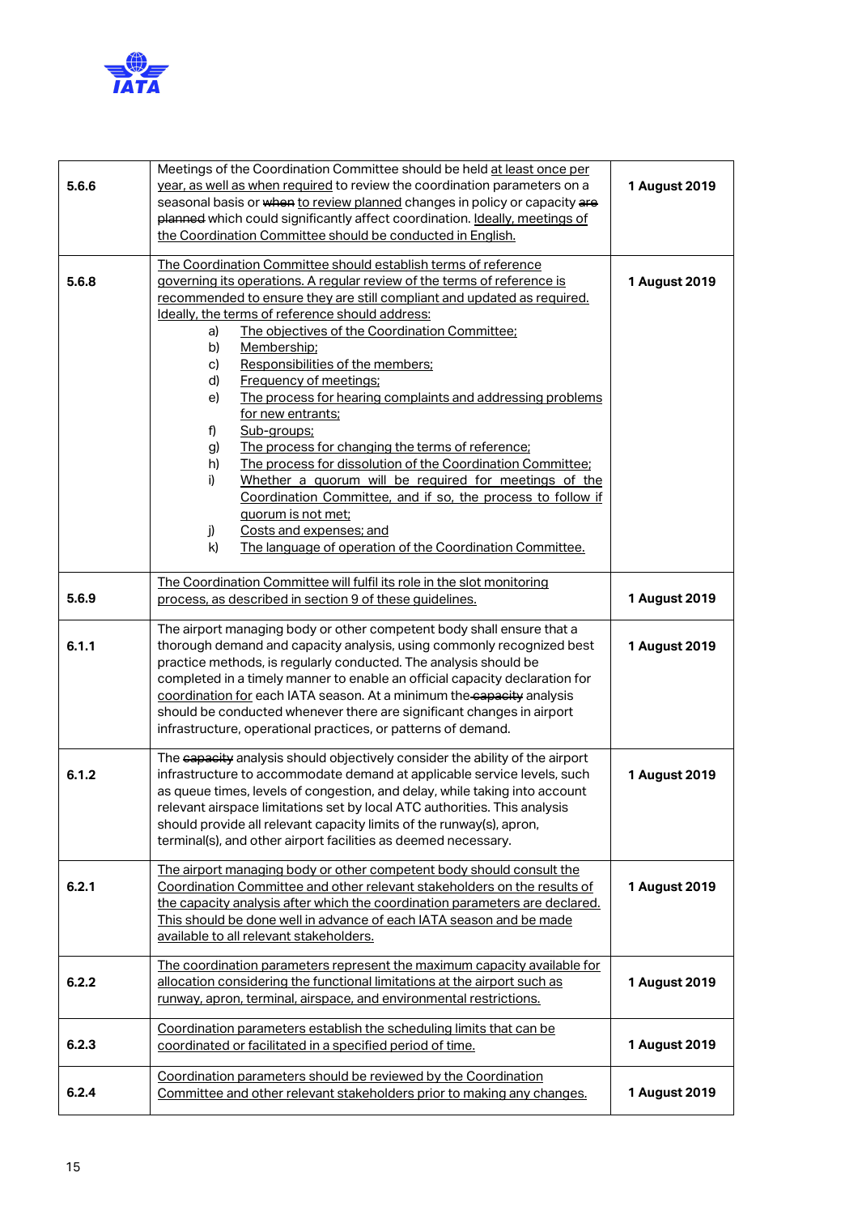| | | |
|---|---|---|
| **5.6.6** | Meetings of the Coordination Committee should be held at least once per year, as well as when required to review the coordination parameters on a seasonal basis or ~~when~~ to review planned changes in policy or capacity ~~are planned~~ which could significantly affect coordination. Ideally, meetings of the Coordination Committee should be conducted in English. | **1 August 2019** |
| **5.6.8** | The Coordination Committee should establish terms of reference governing its operations. A regular review of the terms of reference is recommended to ensure they are still compliant and updated as required. Ideally, the terms of reference should address:<br>a) The objectives of the Coordination Committee;<br>b) Membership;<br>c) Responsibilities of the members;<br>d) Frequency of meetings;<br>e) The process for hearing complaints and addressing problems for new entrants;<br>f) Sub-groups;<br>g) The process for changing the terms of reference;<br>h) The process for dissolution of the Coordination Committee;<br>i) Whether a quorum will be required for meetings of the Coordination Committee, and if so, the process to follow if quorum is not met;<br>j) Costs and expenses; and<br>k) The language of operation of the Coordination Committee. | **1 August 2019** |
| **5.6.9** | The Coordination Committee will fulfil its role in the slot monitoring process, as described in section 9 of these guidelines. | **1 August 2019** |
| **6.1.1** | The airport managing body or other competent body shall ensure that a thorough demand and capacity analysis, using commonly recognized best practice methods, is regularly conducted. The analysis should be completed in a timely manner to enable an official capacity declaration for coordination for each IATA season. At a minimum the ~~capacity~~ analysis should be conducted whenever there are significant changes in airport infrastructure, operational practices, or patterns of demand. | **1 August 2019** |
| **6.1.2** | The ~~capacity~~ analysis should objectively consider the ability of the airport infrastructure to accommodate demand at applicable service levels, such as queue times, levels of congestion, and delay, while taking into account relevant airspace limitations set by local ATC authorities. This analysis should provide all relevant capacity limits of the runway(s), apron, terminal(s), and other airport facilities as deemed necessary. | **1 August 2019** |
| **6.2.1** | The airport managing body or other competent body should consult the Coordination Committee and other relevant stakeholders on the results of the capacity analysis after which the coordination parameters are declared. This should be done well in advance of each IATA season and be made available to all relevant stakeholders. | **1 August 2019** |
| **6.2.2** | The coordination parameters represent the maximum capacity available for allocation considering the functional limitations at the airport such as runway, apron, terminal, airspace, and environmental restrictions. | **1 August 2019** |
| **6.2.3** | Coordination parameters establish the scheduling limits that can be coordinated or facilitated in a specified period of time. | **1 August 2019** |
| **6.2.4** | Coordination parameters should be reviewed by the Coordination Committee and other relevant stakeholders prior to making any changes. | **1 August 2019** |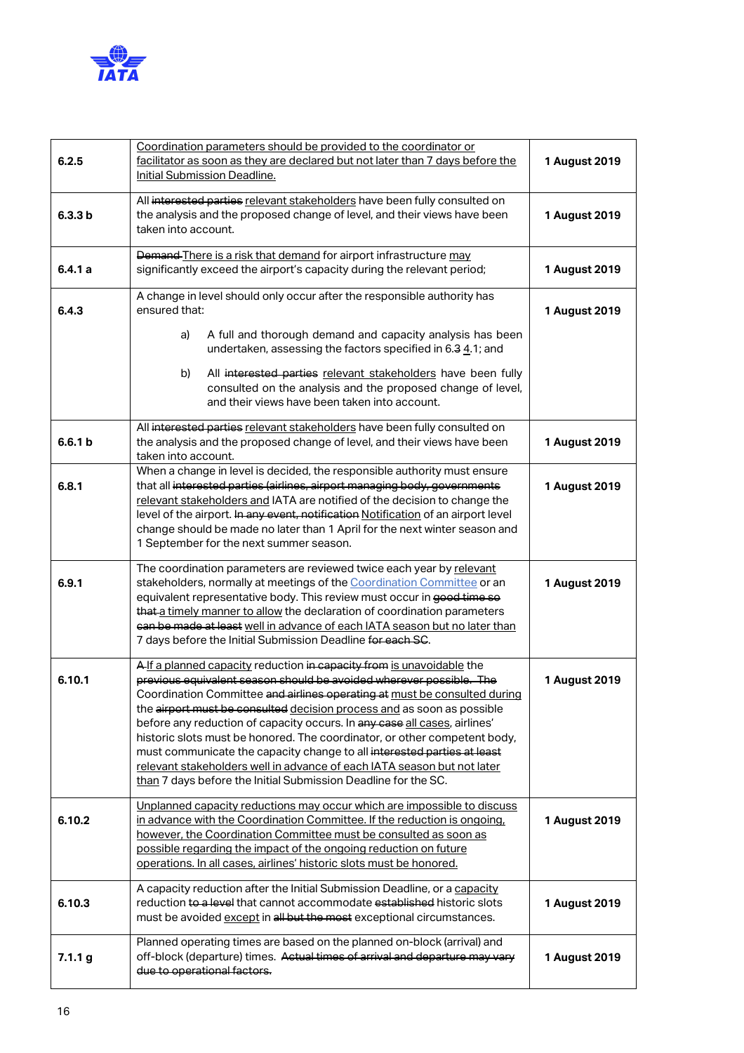| | | |
|---|---|---|
| **6.2.5** | Coordination parameters should be provided to the coordinator or facilitator as soon as they are declared but not later than 7 days before the Initial Submission Deadline. | **1 August 2019** |
| **6.3.3 b** | All ~~interested parties~~ relevant stakeholders have been fully consulted on the analysis and the proposed change of level, and their views have been taken into account. | **1 August 2019** |
| **6.4.1 a** | ~~Demand~~ There is a risk that demand for airport infrastructure may significantly exceed the airport's capacity during the relevant period; | **1 August 2019** |
| **6.4.3** | A change in level should only occur after the responsible authority has ensured that:<br><br>a) A full and thorough demand and capacity analysis has been undertaken, assessing the factors specified in 6.~~3~~ 4.1; and<br><br>b) All ~~interested parties~~ relevant stakeholders have been fully consulted on the analysis and the proposed change of level, and their views have been taken into account. | **1 August 2019** |
| **6.6.1 b** | All ~~interested parties~~ relevant stakeholders have been fully consulted on the analysis and the proposed change of level, and their views have been taken into account. | **1 August 2019** |
| **6.8.1** | When a change in level is decided, the responsible authority must ensure that all ~~interested parties (airlines, airport managing body, governments~~ relevant stakeholders and IATA are notified of the decision to change the level of the airport. ~~In any event, notification~~ Notification of an airport level change should be made no later than 1 April for the next winter season and 1 September for the next summer season. | **1 August 2019** |
| **6.9.1** | The coordination parameters are reviewed twice each year by relevant stakeholders, normally at meetings of the Coordination Committee or an equivalent representative body. This review must occur in ~~good time so that~~ a timely manner to allow the declaration of coordination parameters ~~can be made at least~~ well in advance of each IATA season but no later than 7 days before the Initial Submission Deadline ~~for each SC~~. | **1 August 2019** |
| **6.10.1** | ~~A~~ If a planned capacity reduction ~~in capacity from~~ is unavoidable the ~~previous equivalent season should be avoided wherever possible. The~~ Coordination Committee ~~and airlines operating at~~ must be consulted during the ~~airport must be consulted~~ decision process and as soon as possible before any reduction of capacity occurs. In ~~any case~~ all cases, airlines' historic slots must be honored. The coordinator, or other competent body, must communicate the capacity change to all ~~interested parties at least~~ relevant stakeholders well in advance of each IATA season but not later than 7 days before the Initial Submission Deadline for the SC. | **1 August 2019** |
| **6.10.2** | Unplanned capacity reductions may occur which are impossible to discuss in advance with the Coordination Committee. If the reduction is ongoing, however, the Coordination Committee must be consulted as soon as possible regarding the impact of the ongoing reduction on future operations. In all cases, airlines' historic slots must be honored. | **1 August 2019** |
| **6.10.3** | A capacity reduction after the Initial Submission Deadline, or a capacity reduction ~~to a level~~ that cannot accommodate ~~established~~ historic slots must be avoided except in ~~all but the most~~ exceptional circumstances. | **1 August 2019** |
| **7.1.1 g** | Planned operating times are based on the planned on-block (arrival) and off-block (departure) times. ~~Actual times of arrival and departure may vary due to operational factors.~~ | **1 August 2019** |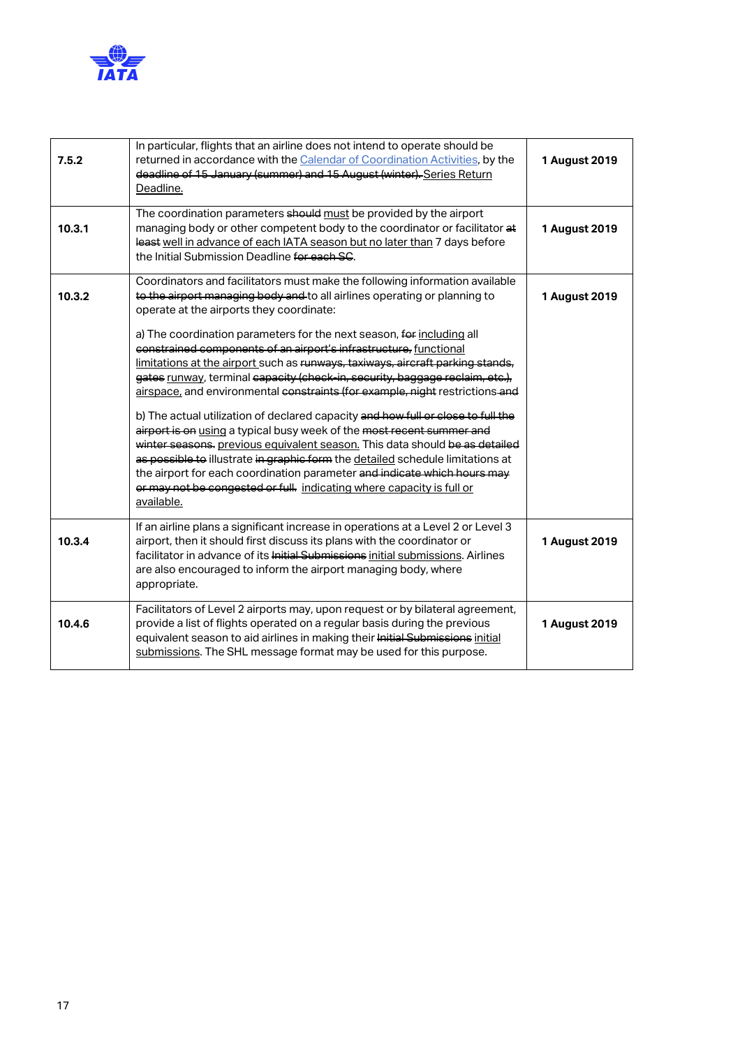| | | |
|---|---|---|
| **7.5.2** | In particular, flights that an airline does not intend to operate should be returned in accordance with the [Calendar of Coordination Activities](), by the ~~deadline of 15 January (summer) and 15 August (winter).~~ <u>Series Return Deadline.</u> | **1 August 2019** |
| **10.3.1** | The coordination parameters ~~should~~ <u>must</u> be provided by the airport managing body or other competent body to the coordinator or facilitator ~~at least~~ <u>well in advance of each IATA season but no later than</u> 7 days before the Initial Submission Deadline ~~for each SC~~. | **1 August 2019** |
| **10.3.2** | Coordinators and facilitators must make the following information available ~~to the airport managing body and~~ to all airlines operating or planning to operate at the airports they coordinate:<br><br>a) The coordination parameters for the next season, ~~for~~ <u>including</u> all ~~constrained components of an airport's infrastructure,~~ <u>functional limitations at the airport</u> such as ~~runways, taxiways, aircraft parking stands, gates~~ <u>runway</u>, terminal ~~capacity (check-in, security, baggage reclaim, etc.),~~ <u>airspace,</u> and environmental ~~constraints (for example, night~~ restrictions ~~and~~<br><br>b) The actual utilization of declared capacity ~~and how full or close to full the airport is on~~ <u>using</u> a typical busy week of the ~~most recent summer and winter seasons.~~ <u>previous equivalent season.</u> This data should ~~be as detailed as possible to~~ illustrate ~~in graphic form~~ the <u>detailed</u> schedule limitations at the airport for each coordination parameter ~~and indicate which hours may or may not be congested or full.~~ <u>indicating where capacity is full or available.</u> | **1 August 2019** |
| **10.3.4** | If an airline plans a significant increase in operations at a Level 2 or Level 3 airport, then it should first discuss its plans with the coordinator or facilitator in advance of its ~~Initial Submissions~~ <u>initial submissions</u>. Airlines are also encouraged to inform the airport managing body, where appropriate. | **1 August 2019** |
| **10.4.6** | Facilitators of Level 2 airports may, upon request or by bilateral agreement, provide a list of flights operated on a regular basis during the previous equivalent season to aid airlines in making their ~~Initial Submissions~~ <u>initial submissions</u>. The SHL message format may be used for this purpose. | **1 August 2019** |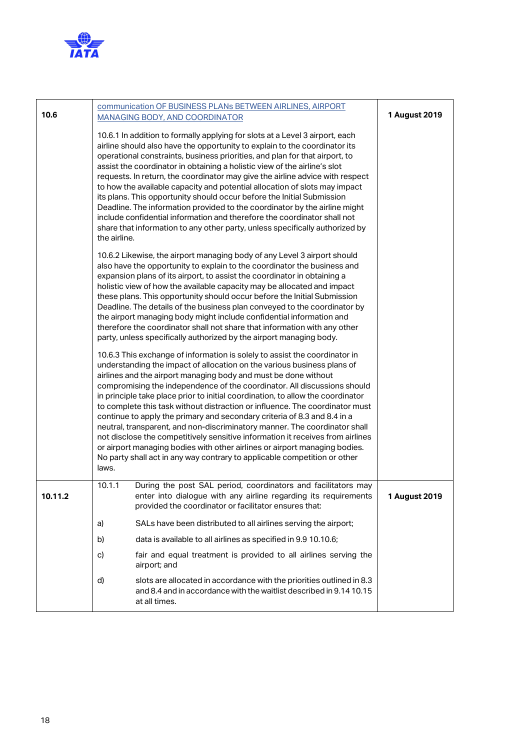| | | |
|---|---|---|
| **10.6** | communication OF BUSINESS PLANs BETWEEN AIRLINES, AIRPORT MANAGING BODY, AND COORDINATOR<br><br>10.6.1 In addition to formally applying for slots at a Level 3 airport, each airline should also have the opportunity to explain to the coordinator its operational constraints, business priorities, and plan for that airport, to assist the coordinator in obtaining a holistic view of the airline's slot requests. In return, the coordinator may give the airline advice with respect to how the available capacity and potential allocation of slots may impact its plans. This opportunity should occur before the Initial Submission Deadline. The information provided to the coordinator by the airline might include confidential information and therefore the coordinator shall not share that information to any other party, unless specifically authorized by the airline.<br><br>10.6.2 Likewise, the airport managing body of any Level 3 airport should also have the opportunity to explain to the coordinator the business and expansion plans of its airport, to assist the coordinator in obtaining a holistic view of how the available capacity may be allocated and impact these plans. This opportunity should occur before the Initial Submission Deadline. The details of the business plan conveyed to the coordinator by the airport managing body might include confidential information and therefore the coordinator shall not share that information with any other party, unless specifically authorized by the airport managing body.<br><br>10.6.3 This exchange of information is solely to assist the coordinator in understanding the impact of allocation on the various business plans of airlines and the airport managing body and must be done without compromising the independence of the coordinator. All discussions should in principle take place prior to initial coordination, to allow the coordinator to complete this task without distraction or influence. The coordinator must continue to apply the primary and secondary criteria of 8.3 and 8.4 in a neutral, transparent, and non-discriminatory manner. The coordinator shall not disclose the competitively sensitive information it receives from airlines or airport managing bodies with other airlines or airport managing bodies. No party shall act in any way contrary to applicable competition or other laws. | **1 August 2019** |
| **10.11.2** | 10.1.1 During the post SAL period, coordinators and facilitators may enter into dialogue with any airline regarding its requirements provided the coordinator or facilitator ensures that:<br><br>a) SALs have been distributed to all airlines serving the airport;<br><br>b) data is available to all airlines as specified in 9.9 10.10.6;<br><br>c) fair and equal treatment is provided to all airlines serving the airport; and<br><br>d) slots are allocated in accordance with the priorities outlined in 8.3 and 8.4 and in accordance with the waitlist described in 9.14 10.15 at all times. | **1 August 2019** |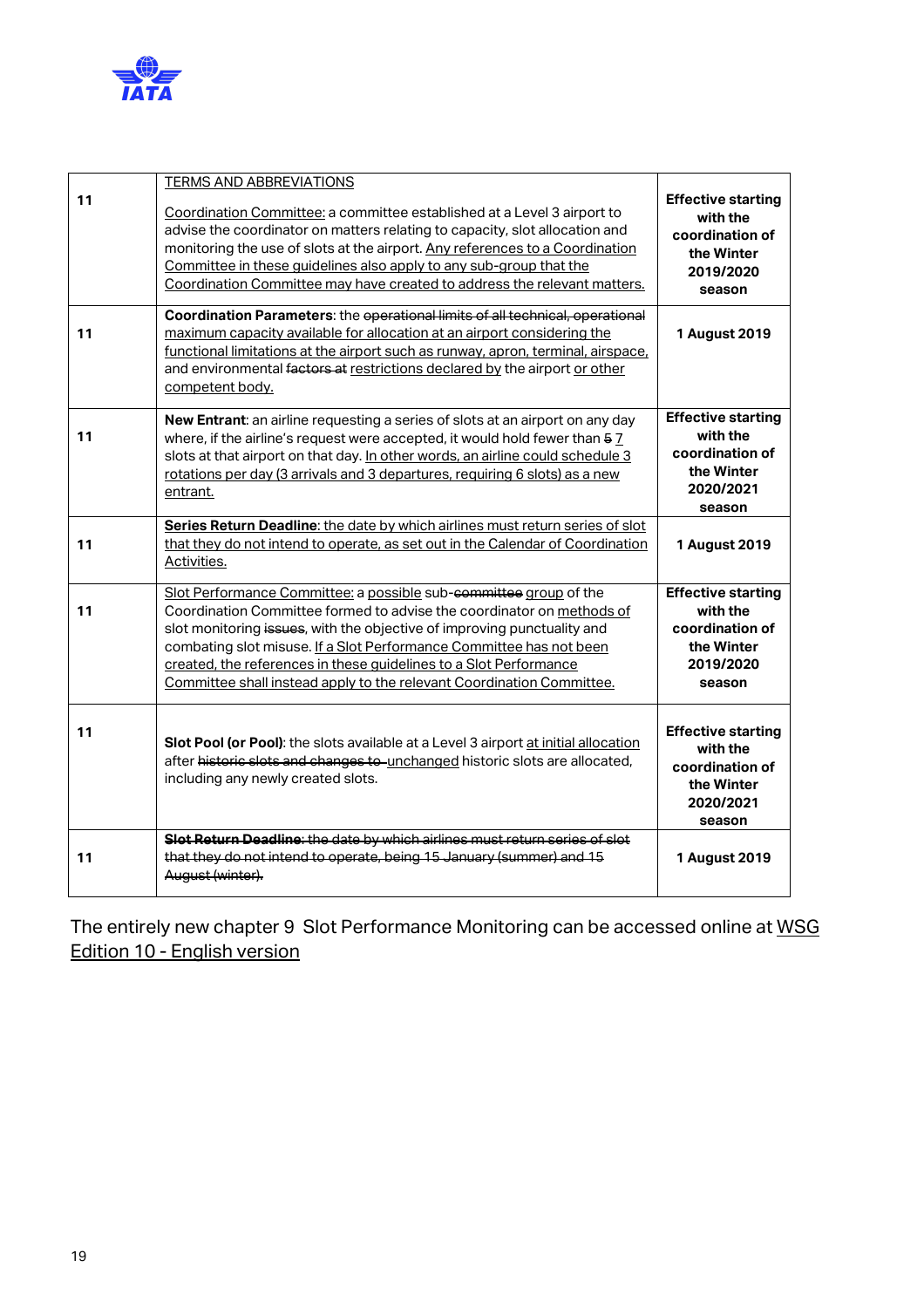| | | |
|---|---|---|
| 11 | TERMS AND ABBREVIATIONS<br><br>Coordination Committee: a committee established at a Level 3 airport to advise the coordinator on matters relating to capacity, slot allocation and monitoring the use of slots at the airport. Any references to a Coordination Committee in these guidelines also apply to any sub-group that the Coordination Committee may have created to address the relevant matters. | **Effective starting with the coordination of the Winter 2019/2020 season** |
| 11 | **Coordination Parameters**: the ~~operational limits of all technical, operational~~ maximum capacity available for allocation at an airport considering the functional limitations at the airport such as runway, apron, terminal, airspace, and environmental ~~factors at~~ restrictions declared by the airport or other competent body. | **1 August 2019** |
| 11 | **New Entrant**: an airline requesting a series of slots at an airport on any day where, if the airline's request were accepted, it would hold fewer than ~~5~~ 7 slots at that airport on that day. In other words, an airline could schedule 3 rotations per day (3 arrivals and 3 departures, requiring 6 slots) as a new entrant. | **Effective starting with the coordination of the Winter 2020/2021 season** |
| 11 | **Series Return Deadline**: the date by which airlines must return series of slot that they do not intend to operate, as set out in the Calendar of Coordination Activities. | **1 August 2019** |
| 11 | Slot Performance Committee: a possible sub-~~committee~~ group of the Coordination Committee formed to advise the coordinator on methods of slot monitoring ~~issues~~, with the objective of improving punctuality and combating slot misuse. If a Slot Performance Committee has not been created, the references in these guidelines to a Slot Performance Committee shall instead apply to the relevant Coordination Committee. | **Effective starting with the coordination of the Winter 2019/2020 season** |
| 11 | **Slot Pool (or Pool)**: the slots available at a Level 3 airport at initial allocation after ~~historic slots and changes to~~ unchanged historic slots are allocated, including any newly created slots. | **Effective starting with the coordination of the Winter 2020/2021 season** |
| 11 | ~~**Slot Return Deadline**: the date by which airlines must return series of slot that they do not intend to operate, being 15 January (summer) and 15 August (winter).~~ | **1 August 2019** |

The entirely new chapter 9 Slot Performance Monitoring can be accessed online at WSG Edition 10 - English version